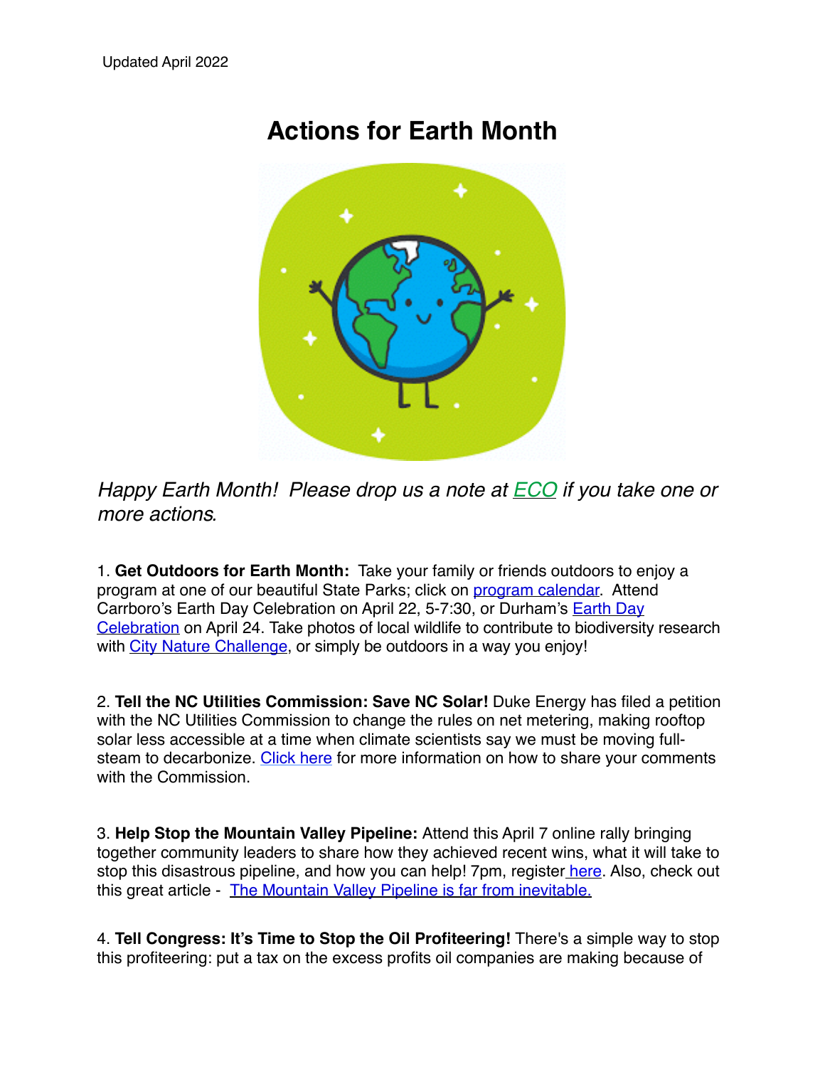Updated April 2022

# Actions for Earth Month

*Happy Earth Month! Please drop us a note at ECO if you take one or more actions.*

1. **Get Outdoors for Earth Month:** Take your family or friends outdoors to enjoy a program at one of our beautiful State Parks; click on program calendar. Attend Carrboro's Earth Day Celebration on April 22, 5-7:30, or Durham's Earth Day Celebration on April 24. Take photos of local wildlife to contribute to biodiversity research with City Nature Challenge, or simply be outdoors in a way you enjoy!

2. **Tell the NC Utilities Commission: Save NC Solar!** Duke Energy has filed a petition with the NC Utilities Commission to change the rules on net metering, making rooftop solar less accessible at a time when climate scientists say we must be moving full-steam to decarbonize. Click here for more information on how to share your comments with the Commission.

3. **Help Stop the Mountain Valley Pipeline:** Attend this April 7 online rally bringing together community leaders to share how they achieved recent wins, what it will take to stop this disastrous pipeline, and how you can help! 7pm, register here. Also, check out this great article - The Mountain Valley Pipeline is far from inevitable.

4. **Tell Congress: It's Time to Stop the Oil Profiteering!** There's a simple way to stop this profiteering: put a tax on the excess profits oil companies are making because of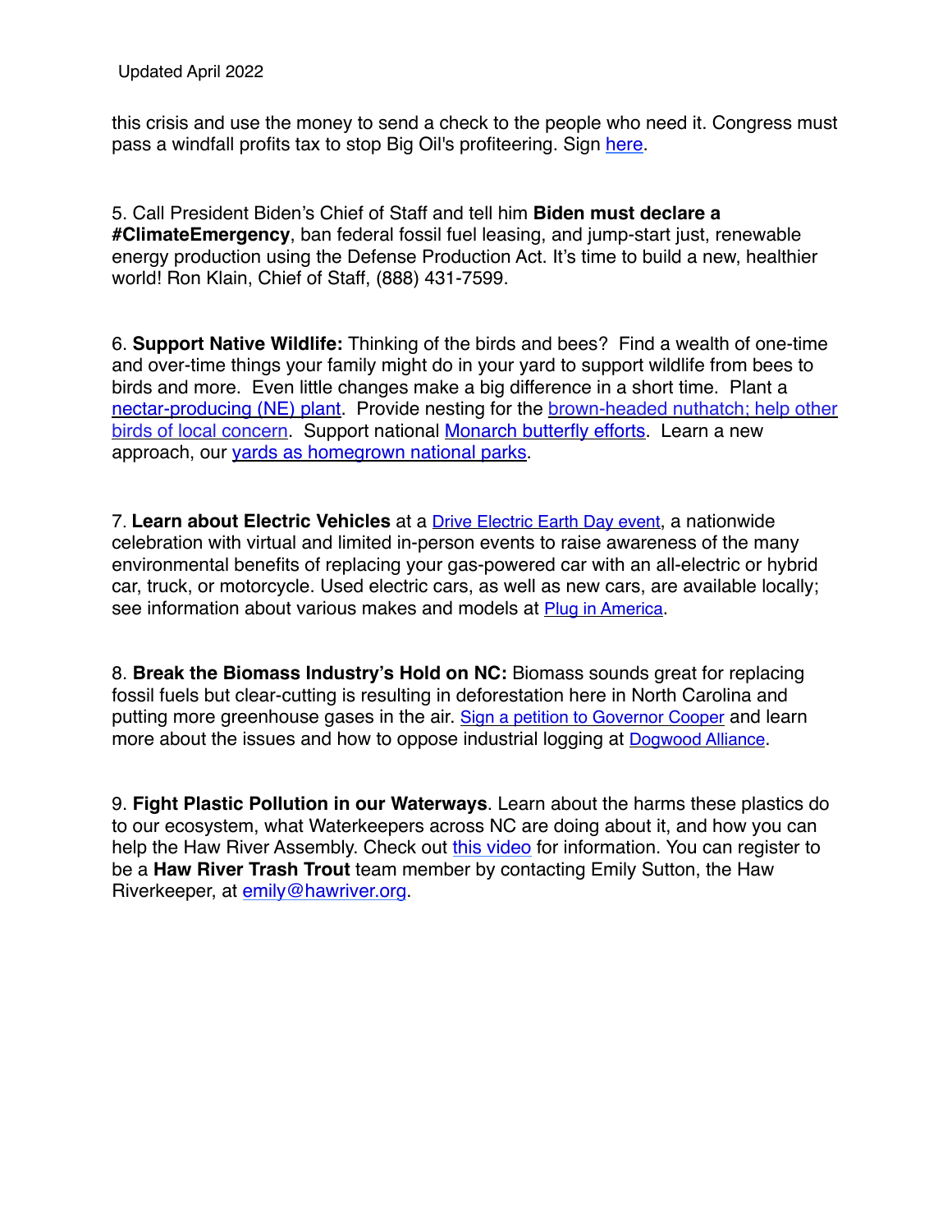Updated April 2022

this crisis and use the money to send a check to the people who need it. Congress must pass a windfall profits tax to stop Big Oil's profiteering. Sign here.

5. Call President Biden's Chief of Staff and tell him **Biden must declare a #ClimateEmergency**, ban federal fossil fuel leasing, and jump-start just, renewable energy production using the Defense Production Act. It's time to build a new, healthier world! Ron Klain, Chief of Staff, (888) 431-7599.

6. **Support Native Wildlife:** Thinking of the birds and bees? Find a wealth of one-time and over-time things your family might do in your yard to support wildlife from bees to birds and more. Even little changes make a big difference in a short time. Plant a nectar-producing (NE) plant. Provide nesting for the brown-headed nuthatch; help other birds of local concern. Support national Monarch butterfly efforts. Learn a new approach, our yards as homegrown national parks.

7. **Learn about Electric Vehicles** at a Drive Electric Earth Day event, a nationwide celebration with virtual and limited in-person events to raise awareness of the many environmental benefits of replacing your gas-powered car with an all-electric or hybrid car, truck, or motorcycle. Used electric cars, as well as new cars, are available locally; see information about various makes and models at Plug in America.

8. **Break the Biomass Industry's Hold on NC:** Biomass sounds great for replacing fossil fuels but clear-cutting is resulting in deforestation here in North Carolina and putting more greenhouse gases in the air. Sign a petition to Governor Cooper and learn more about the issues and how to oppose industrial logging at Dogwood Alliance.

9. **Fight Plastic Pollution in our Waterways**. Learn about the harms these plastics do to our ecosystem, what Waterkeepers across NC are doing about it, and how you can help the Haw River Assembly. Check out this video for information. You can register to be a **Haw River Trash Trout** team member by contacting Emily Sutton, the Haw Riverkeeper, at emily@hawriver.org.